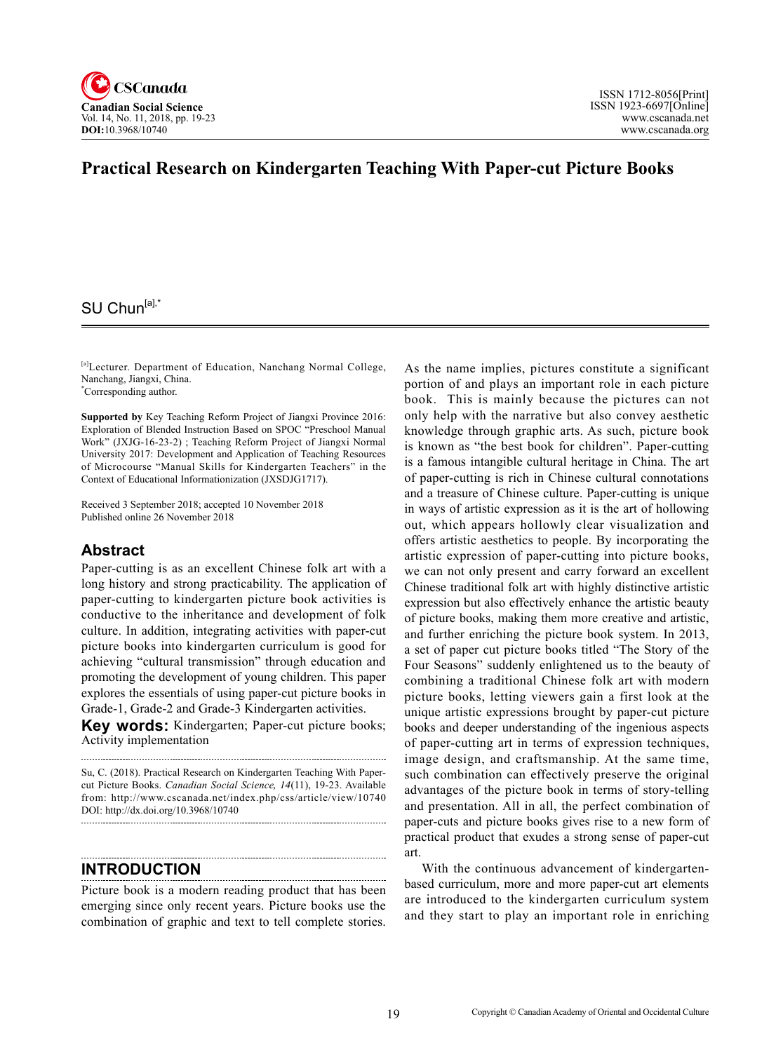# Practical Research on Kindergarten Teaching With Paper-cut Picture Books

SU Chun[a],*

[a]Lecturer. Department of Education, Nanchang Normal College, Nanchang, Jiangxi, China.
*Corresponding author.

**Supported by** Key Teaching Reform Project of Jiangxi Province 2016: Exploration of Blended Instruction Based on SPOC "Preschool Manual Work" (JXJG-16-23-2) ; Teaching Reform Project of Jiangxi Normal University 2017: Development and Application of Teaching Resources of Microcourse "Manual Skills for Kindergarten Teachers" in the Context of Educational Informationization (JXSDJG1717).

Received 3 September 2018; accepted 10 November 2018
Published online 26 November 2018

## Abstract

Paper-cutting is as an excellent Chinese folk art with a long history and strong practicability. The application of paper-cutting to kindergarten picture book activities is conductive to the inheritance and development of folk culture. In addition, integrating activities with paper-cut picture books into kindergarten curriculum is good for achieving "cultural transmission" through education and promoting the development of young children. This paper explores the essentials of using paper-cut picture books in Grade-1, Grade-2 and Grade-3 Kindergarten activities.

**Key words:** Kindergarten; Paper-cut picture books; Activity implementation

Su, C. (2018). Practical Research on Kindergarten Teaching With Paper-cut Picture Books. *Canadian Social Science*, *14*(11), 19-23. Available from: http://www.cscanada.net/index.php/css/article/view/10740
DOI: http://dx.doi.org/10.3968/10740

## INTRODUCTION

Picture book is a modern reading product that has been emerging since only recent years. Picture books use the combination of graphic and text to tell complete stories. As the name implies, pictures constitute a significant portion of and plays an important role in each picture book. This is mainly because the pictures can not only help with the narrative but also convey aesthetic knowledge through graphic arts. As such, picture book is known as "the best book for children". Paper-cutting is a famous intangible cultural heritage in China. The art of paper-cutting is rich in Chinese cultural connotations and a treasure of Chinese culture. Paper-cutting is unique in ways of artistic expression as it is the art of hollowing out, which appears hollowly clear visualization and offers artistic aesthetics to people. By incorporating the artistic expression of paper-cutting into picture books, we can not only present and carry forward an excellent Chinese traditional folk art with highly distinctive artistic expression but also effectively enhance the artistic beauty of picture books, making them more creative and artistic, and further enriching the picture book system. In 2013, a set of paper cut picture books titled "The Story of the Four Seasons" suddenly enlightened us to the beauty of combining a traditional Chinese folk art with modern picture books, letting viewers gain a first look at the unique artistic expressions brought by paper-cut picture books and deeper understanding of the ingenious aspects of paper-cutting art in terms of expression techniques, image design, and craftsmanship. At the same time, such combination can effectively preserve the original advantages of the picture book in terms of story-telling and presentation. All in all, the perfect combination of paper-cuts and picture books gives rise to a new form of practical product that exudes a strong sense of paper-cut art.

With the continuous advancement of kindergarten-based curriculum, more and more paper-cut art elements are introduced to the kindergarten curriculum system and they start to play an important role in enriching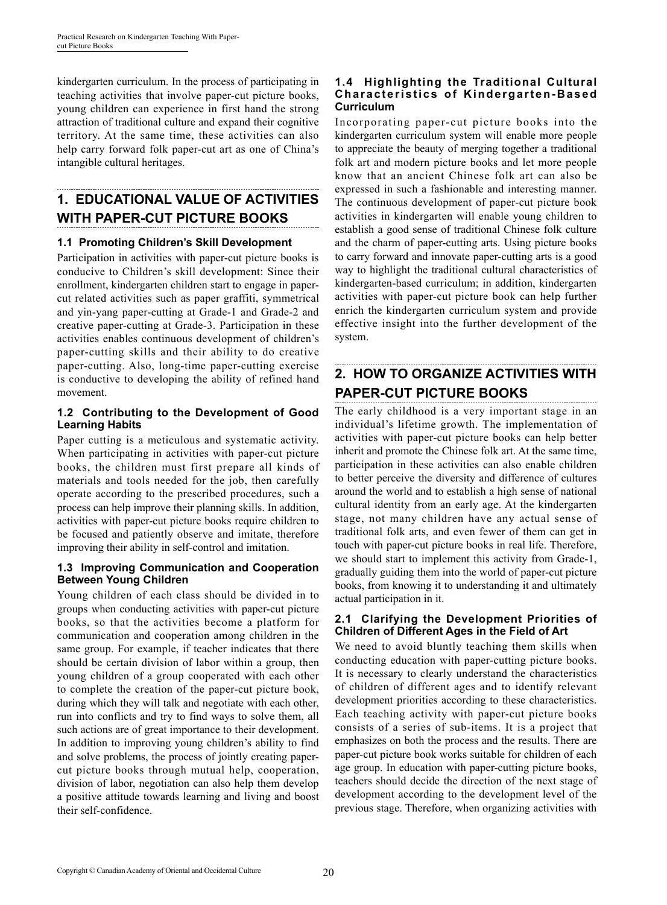kindergarten curriculum. In the process of participating in teaching activities that involve paper-cut picture books, young children can experience in first hand the strong attraction of traditional culture and expand their cognitive territory. At the same time, these activities can also help carry forward folk paper-cut art as one of China's intangible cultural heritages.

## 1. EDUCATIONAL VALUE OF ACTIVITIES WITH PAPER-CUT PICTURE BOOKS

### 1.1 Promoting Children's Skill Development

Participation in activities with paper-cut picture books is conducive to Children's skill development: Since their enrollment, kindergarten children start to engage in paper-cut related activities such as paper graffiti, symmetrical and yin-yang paper-cutting at Grade-1 and Grade-2 and creative paper-cutting at Grade-3. Participation in these activities enables continuous development of children's paper-cutting skills and their ability to do creative paper-cutting. Also, long-time paper-cutting exercise is conductive to developing the ability of refined hand movement.

### 1.2 Contributing to the Development of Good Learning Habits

Paper cutting is a meticulous and systematic activity. When participating in activities with paper-cut picture books, the children must first prepare all kinds of materials and tools needed for the job, then carefully operate according to the prescribed procedures, such a process can help improve their planning skills. In addition, activities with paper-cut picture books require children to be focused and patiently observe and imitate, therefore improving their ability in self-control and imitation.

### 1.3 Improving Communication and Cooperation Between Young Children

Young children of each class should be divided in to groups when conducting activities with paper-cut picture books, so that the activities become a platform for communication and cooperation among children in the same group. For example, if teacher indicates that there should be certain division of labor within a group, then young children of a group cooperated with each other to complete the creation of the paper-cut picture book, during which they will talk and negotiate with each other, run into conflicts and try to find ways to solve them, all such actions are of great importance to their development. In addition to improving young children's ability to find and solve problems, the process of jointly creating paper-cut picture books through mutual help, cooperation, division of labor, negotiation can also help them develop a positive attitude towards learning and living and boost their self-confidence.

### 1.4 Highlighting the Traditional Cultural Characteristics of Kindergarten-Based Curriculum

Incorporating paper-cut picture books into the kindergarten curriculum system will enable more people to appreciate the beauty of merging together a traditional folk art and modern picture books and let more people know that an ancient Chinese folk art can also be expressed in such a fashionable and interesting manner. The continuous development of paper-cut picture book activities in kindergarten will enable young children to establish a good sense of traditional Chinese folk culture and the charm of paper-cutting arts. Using picture books to carry forward and innovate paper-cutting arts is a good way to highlight the traditional cultural characteristics of kindergarten-based curriculum; in addition, kindergarten activities with paper-cut picture book can help further enrich the kindergarten curriculum system and provide effective insight into the further development of the system.

## 2. HOW TO ORGANIZE ACTIVITIES WITH PAPER-CUT PICTURE BOOKS

The early childhood is a very important stage in an individual's lifetime growth. The implementation of activities with paper-cut picture books can help better inherit and promote the Chinese folk art. At the same time, participation in these activities can also enable children to better perceive the diversity and difference of cultures around the world and to establish a high sense of national cultural identity from an early age. At the kindergarten stage, not many children have any actual sense of traditional folk arts, and even fewer of them can get in touch with paper-cut picture books in real life. Therefore, we should start to implement this activity from Grade-1, gradually guiding them into the world of paper-cut picture books, from knowing it to understanding it and ultimately actual participation in it.

### 2.1 Clarifying the Development Priorities of Children of Different Ages in the Field of Art

We need to avoid bluntly teaching them skills when conducting education with paper-cutting picture books. It is necessary to clearly understand the characteristics of children of different ages and to identify relevant development priorities according to these characteristics. Each teaching activity with paper-cut picture books consists of a series of sub-items. It is a project that emphasizes on both the process and the results. There are paper-cut picture book works suitable for children of each age group. In education with paper-cutting picture books, teachers should decide the direction of the next stage of development according to the development level of the previous stage. Therefore, when organizing activities with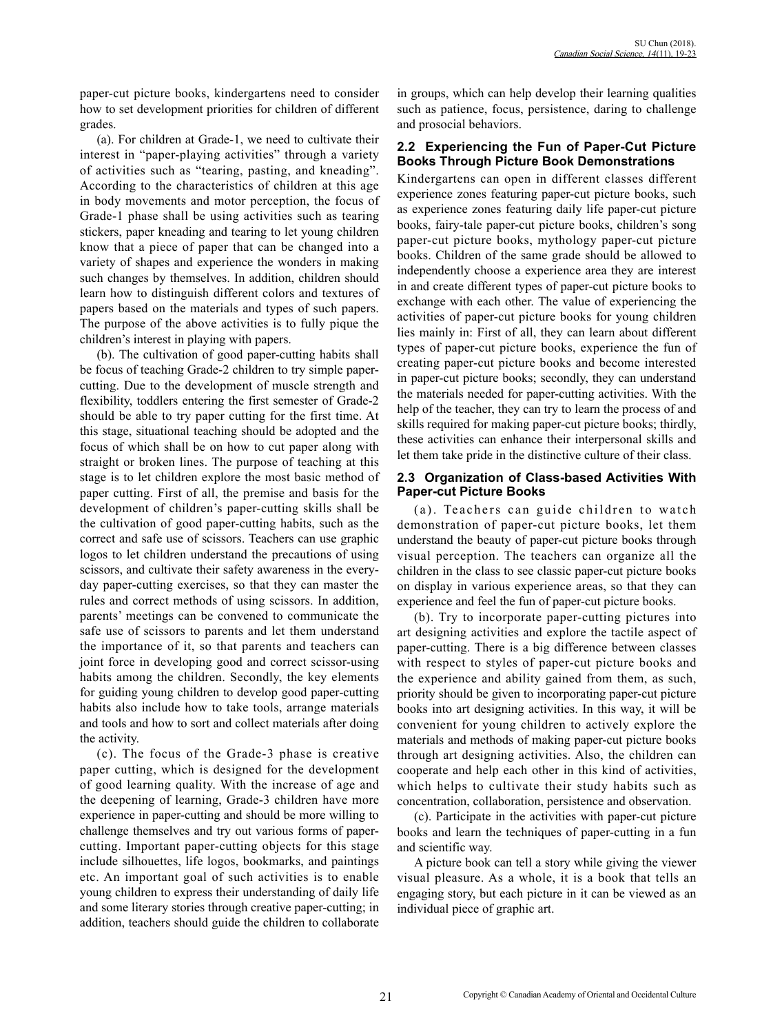paper-cut picture books, kindergartens need to consider how to set development priorities for children of different grades.

(a). For children at Grade-1, we need to cultivate their interest in "paper-playing activities" through a variety of activities such as "tearing, pasting, and kneading". According to the characteristics of children at this age in body movements and motor perception, the focus of Grade-1 phase shall be using activities such as tearing stickers, paper kneading and tearing to let young children know that a piece of paper that can be changed into a variety of shapes and experience the wonders in making such changes by themselves. In addition, children should learn how to distinguish different colors and textures of papers based on the materials and types of such papers. The purpose of the above activities is to fully pique the children's interest in playing with papers.

(b). The cultivation of good paper-cutting habits shall be focus of teaching Grade-2 children to try simple paper-cutting. Due to the development of muscle strength and flexibility, toddlers entering the first semester of Grade-2 should be able to try paper cutting for the first time. At this stage, situational teaching should be adopted and the focus of which shall be on how to cut paper along with straight or broken lines. The purpose of teaching at this stage is to let children explore the most basic method of paper cutting. First of all, the premise and basis for the development of children's paper-cutting skills shall be the cultivation of good paper-cutting habits, such as the correct and safe use of scissors. Teachers can use graphic logos to let children understand the precautions of using scissors, and cultivate their safety awareness in the every-day paper-cutting exercises, so that they can master the rules and correct methods of using scissors. In addition, parents' meetings can be convened to communicate the safe use of scissors to parents and let them understand the importance of it, so that parents and teachers can joint force in developing good and correct scissor-using habits among the children. Secondly, the key elements for guiding young children to develop good paper-cutting habits also include how to take tools, arrange materials and tools and how to sort and collect materials after doing the activity.

(c). The focus of the Grade-3 phase is creative paper cutting, which is designed for the development of good learning quality. With the increase of age and the deepening of learning, Grade-3 children have more experience in paper-cutting and should be more willing to challenge themselves and try out various forms of paper-cutting. Important paper-cutting objects for this stage include silhouettes, life logos, bookmarks, and paintings etc. An important goal of such activities is to enable young children to express their understanding of daily life and some literary stories through creative paper-cutting; in addition, teachers should guide the children to collaborate in groups, which can help develop their learning qualities such as patience, focus, persistence, daring to challenge and prosocial behaviors.

### 2.2 Experiencing the Fun of Paper-Cut Picture Books Through Picture Book Demonstrations

Kindergartens can open in different classes different experience zones featuring paper-cut picture books, such as experience zones featuring daily life paper-cut picture books, fairy-tale paper-cut picture books, children's song paper-cut picture books, mythology paper-cut picture books. Children of the same grade should be allowed to independently choose a experience area they are interest in and create different types of paper-cut picture books to exchange with each other. The value of experiencing the activities of paper-cut picture books for young children lies mainly in: First of all, they can learn about different types of paper-cut picture books, experience the fun of creating paper-cut picture books and become interested in paper-cut picture books; secondly, they can understand the materials needed for paper-cutting activities. With the help of the teacher, they can try to learn the process of and skills required for making paper-cut picture books; thirdly, these activities can enhance their interpersonal skills and let them take pride in the distinctive culture of their class.

### 2.3 Organization of Class-based Activities With Paper-cut Picture Books

(a). Teachers can guide children to watch demonstration of paper-cut picture books, let them understand the beauty of paper-cut picture books through visual perception. The teachers can organize all the children in the class to see classic paper-cut picture books on display in various experience areas, so that they can experience and feel the fun of paper-cut picture books.

(b). Try to incorporate paper-cutting pictures into art designing activities and explore the tactile aspect of paper-cutting. There is a big difference between classes with respect to styles of paper-cut picture books and the experience and ability gained from them, as such, priority should be given to incorporating paper-cut picture books into art designing activities. In this way, it will be convenient for young children to actively explore the materials and methods of making paper-cut picture books through art designing activities. Also, the children can cooperate and help each other in this kind of activities, which helps to cultivate their study habits such as concentration, collaboration, persistence and observation.

(c). Participate in the activities with paper-cut picture books and learn the techniques of paper-cutting in a fun and scientific way.

A picture book can tell a story while giving the viewer visual pleasure. As a whole, it is a book that tells an engaging story, but each picture in it can be viewed as an individual piece of graphic art.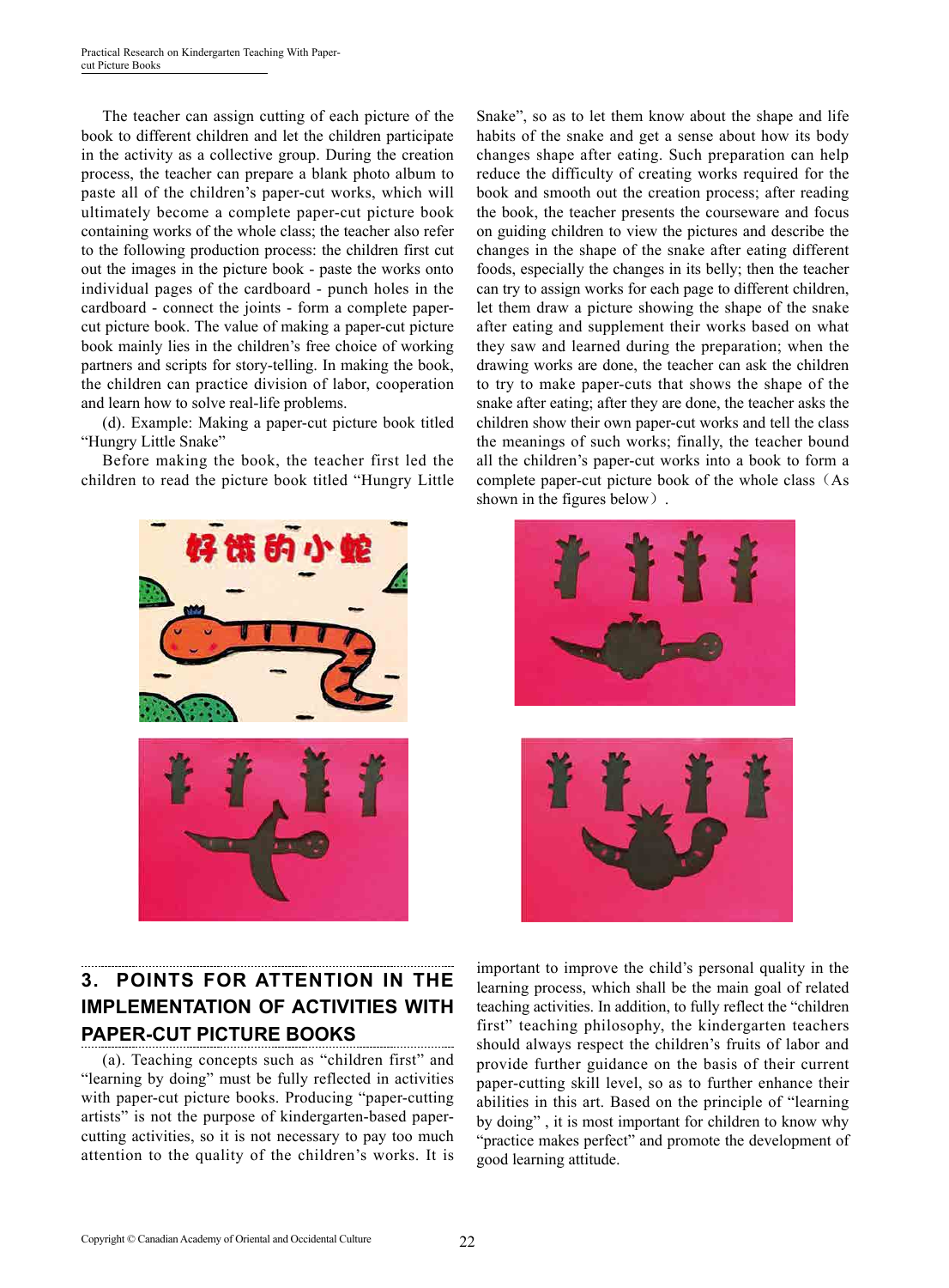The teacher can assign cutting of each picture of the book to different children and let the children participate in the activity as a collective group. During the creation process, the teacher can prepare a blank photo album to paste all of the children's paper-cut works, which will ultimately become a complete paper-cut picture book containing works of the whole class; the teacher also refer to the following production process: the children first cut out the images in the picture book - paste the works onto individual pages of the cardboard - punch holes in the cardboard - connect the joints - form a complete paper-cut picture book. The value of making a paper-cut picture book mainly lies in the children's free choice of working partners and scripts for story-telling. In making the book, the children can practice division of labor, cooperation and learn how to solve real-life problems.

(d). Example: Making a paper-cut picture book titled "Hungry Little Snake"

Before making the book, the teacher first led the children to read the picture book titled "Hungry Little Snake", so as to let them know about the shape and life habits of the snake and get a sense about how its body changes shape after eating. Such preparation can help reduce the difficulty of creating works required for the book and smooth out the creation process; after reading the book, the teacher presents the courseware and focus on guiding children to view the pictures and describe the changes in the shape of the snake after eating different foods, especially the changes in its belly; then the teacher can try to assign works for each page to different children, let them draw a picture showing the shape of the snake after eating and supplement their works based on what they saw and learned during the preparation; when the drawing works are done, the teacher can ask the children to try to make paper-cuts that shows the shape of the snake after eating; after they are done, the teacher asks the children show their own paper-cut works and tell the class the meanings of such works; finally, the teacher bound all the children's paper-cut works into a book to form a complete paper-cut picture book of the whole class（As shown in the figures below）.

## 3. POINTS FOR ATTENTION IN THE IMPLEMENTATION OF ACTIVITIES WITH PAPER-CUT PICTURE BOOKS

(a). Teaching concepts such as "children first" and "learning by doing" must be fully reflected in activities with paper-cut picture books. Producing "paper-cutting artists" is not the purpose of kindergarten-based paper-cutting activities, so it is not necessary to pay too much attention to the quality of the children's works. It is important to improve the child's personal quality in the learning process, which shall be the main goal of related teaching activities. In addition, to fully reflect the "children first" teaching philosophy, the kindergarten teachers should always respect the children's fruits of labor and provide further guidance on the basis of their current paper-cutting skill level, so as to further enhance their abilities in this art. Based on the principle of "learning by doing" , it is most important for children to know why "practice makes perfect" and promote the development of good learning attitude.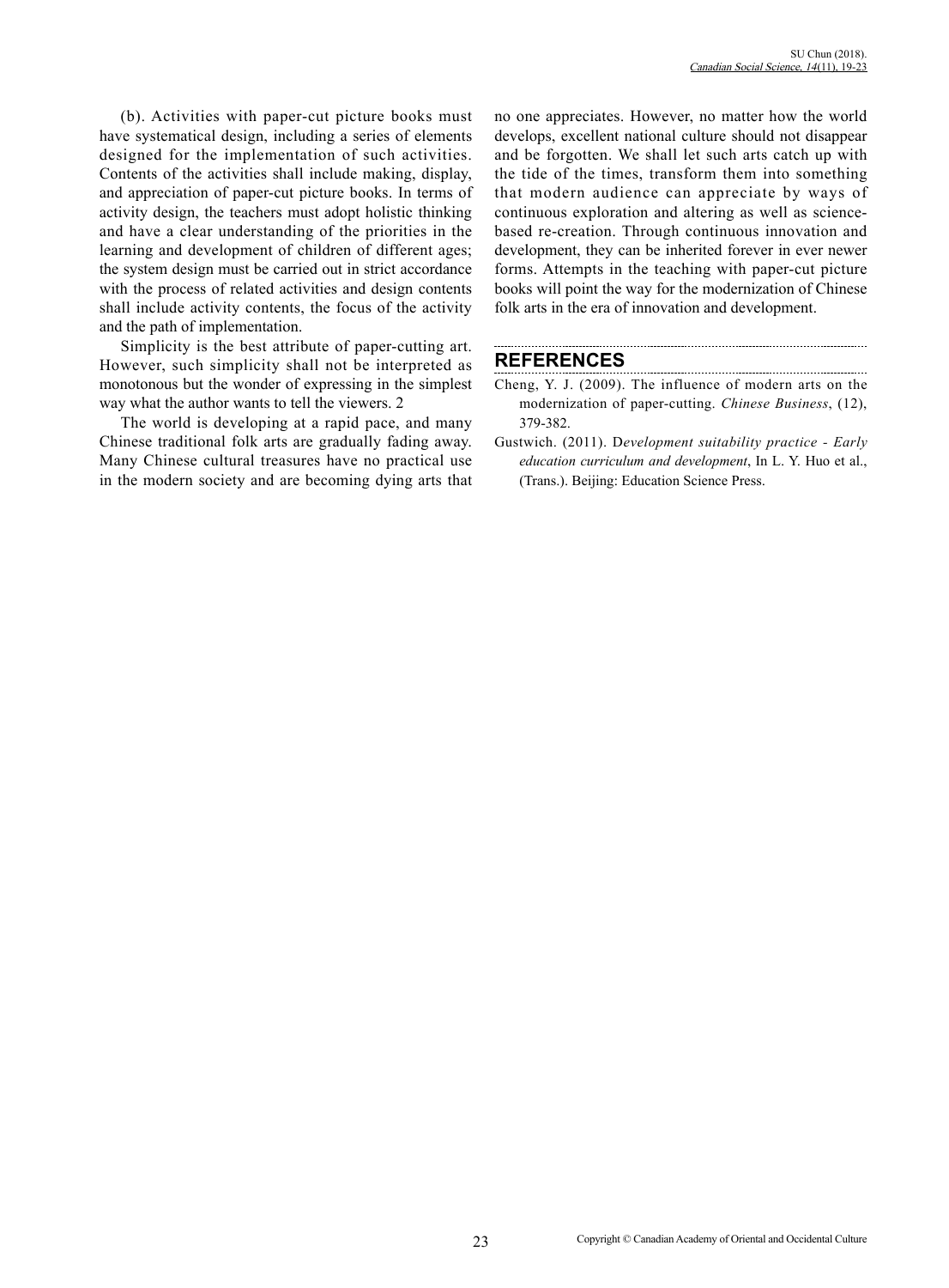(b). Activities with paper-cut picture books must have systematical design, including a series of elements designed for the implementation of such activities. Contents of the activities shall include making, display, and appreciation of paper-cut picture books. In terms of activity design, the teachers must adopt holistic thinking and have a clear understanding of the priorities in the learning and development of children of different ages; the system design must be carried out in strict accordance with the process of related activities and design contents shall include activity contents, the focus of the activity and the path of implementation.

Simplicity is the best attribute of paper-cutting art. However, such simplicity shall not be interpreted as monotonous but the wonder of expressing in the simplest way what the author wants to tell the viewers. 2

The world is developing at a rapid pace, and many Chinese traditional folk arts are gradually fading away. Many Chinese cultural treasures have no practical use in the modern society and are becoming dying arts that no one appreciates. However, no matter how the world develops, excellent national culture should not disappear and be forgotten. We shall let such arts catch up with the tide of the times, transform them into something that modern audience can appreciate by ways of continuous exploration and altering as well as science-based re-creation. Through continuous innovation and development, they can be inherited forever in ever newer forms. Attempts in the teaching with paper-cut picture books will point the way for the modernization of Chinese folk arts in the era of innovation and development.

## REFERENCES

Cheng, Y. J. (2009). The influence of modern arts on the modernization of paper-cutting. *Chinese Business*, (12), 379-382.

Gustwich. (2011). D*evelopment suitability practice - Early education curriculum and development*, In L. Y. Huo et al., (Trans.). Beijing: Education Science Press.